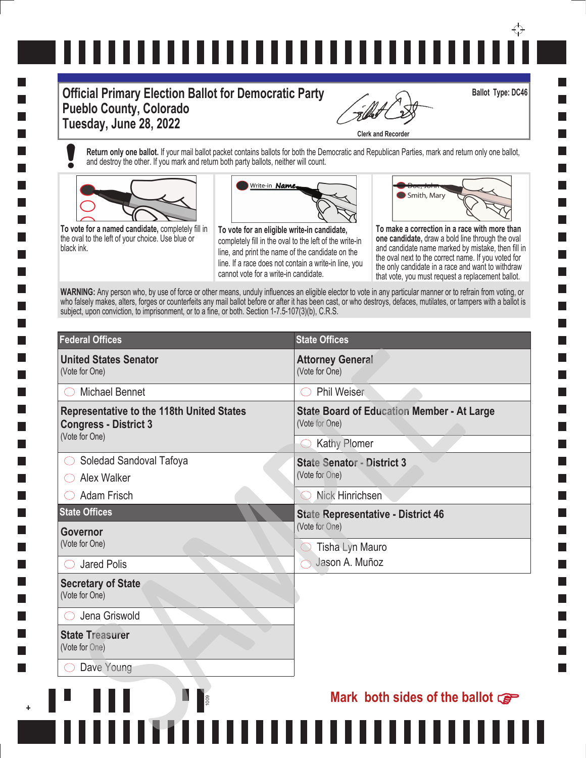# Official Primary Election Ballot for Democratic Party
## Pueblo County, Colorado
## Tuesday, June 28, 2022

Clerk and Recorder

Ballot Type: DC46

**Return only one ballot.** If your mail ballot packet contains ballots for both the Democratic and Republican Parties, mark and return only one ballot, and destroy the other. If you mark and return both party ballots, neither will count.

**To vote for a named candidate,** completely fill in the oval to the left of your choice. Use blue or black ink.

**To vote for an eligible write-in candidate,** completely fill in the oval to the left of the write-in line, and print the name of the candidate on the line. If a race does not contain a write-in line, you cannot vote for a write-in candidate.

**To make a correction in a race with more than one candidate,** draw a bold line through the oval and candidate name marked by mistake, then fill in the oval next to the correct name. If you voted for the only candidate in a race and want to withdraw that vote, you must request a replacement ballot.

**WARNING:** Any person who, by use of force or other means, unduly influences an eligible elector to vote in any particular manner or to refrain from voting, or who falsely makes, alters, forges or counterfeits any mail ballot before or after it has been cast, or who destroys, defaces, mutilates, or tampers with a ballot is subject, upon conviction, to imprisonment, or to a fine, or both. Section 1-7.5-107(3)(b), C.R.S.

## Federal Offices

### United States Senator
(Vote for One)

- ◯ Michael Bennet

### Representative to the 118th United States Congress - District 3
(Vote for One)

- ◯ Soledad Sandoval Tafoya
- ◯ Alex Walker
- ◯ Adam Frisch

## State Offices

### Governor
(Vote for One)

- ◯ Jared Polis

### Secretary of State
(Vote for One)

- ◯ Jena Griswold

### State Treasurer
(Vote for One)

- ◯ Dave Young

## State Offices

### Attorney General
(Vote for One)

- ◯ Phil Weiser

### State Board of Education Member - At Large
(Vote for One)

- ◯ Kathy Plomer

### State Senator - District 3
(Vote for One)

- ◯ Nick Hinrichsen

### State Representative - District 46
(Vote for One)

- ◯ Tisha Lyn Mauro
- ◯ Jason A. Muñoz

SAMPLE

**Mark both sides of the ballot**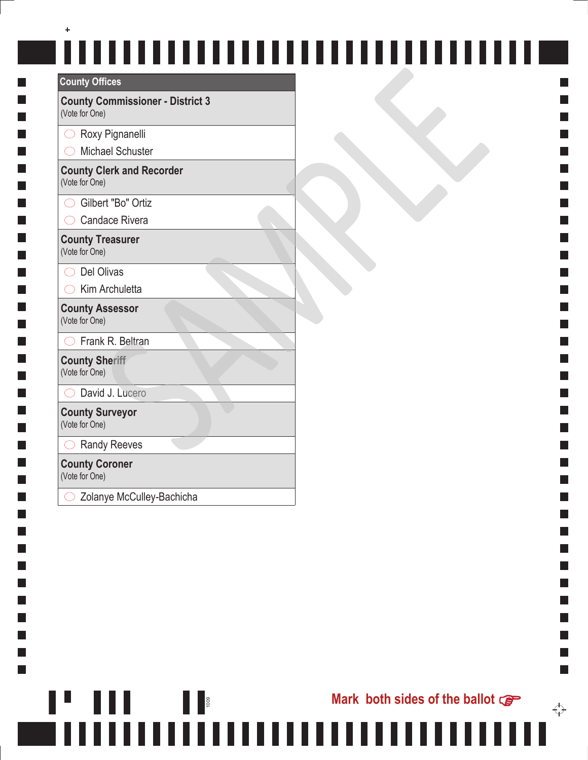## County Offices

### County Commissioner - District 3
(Vote for One)

- ◯ Roxy Pignanelli
- ◯ Michael Schuster

### County Clerk and Recorder
(Vote for One)

- ◯ Gilbert "Bo" Ortiz
- ◯ Candace Rivera

### County Treasurer
(Vote for One)

- ◯ Del Olivas
- ◯ Kim Archuletta

### County Assessor
(Vote for One)

- ◯ Frank R. Beltran

### County Sheriff
(Vote for One)

- ◯ David J. Lucero

### County Surveyor
(Vote for One)

- ◯ Randy Reeves

### County Coroner
(Vote for One)

- ◯ Zolanye McCulley-Bachicha

SAMPLE

1009

Mark both sides of the ballot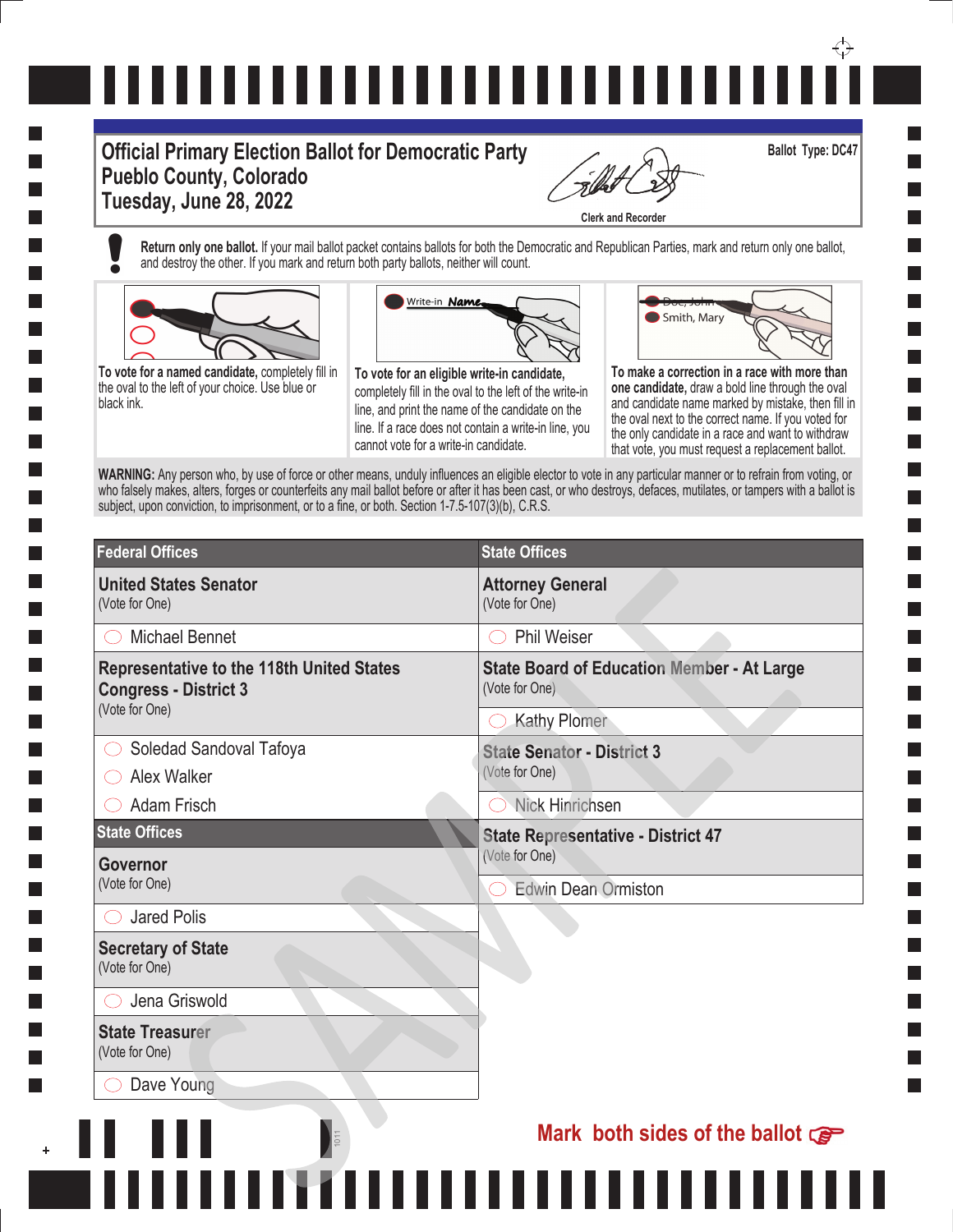# Official Primary Election Ballot for Democratic Party
# Pueblo County, Colorado
# Tuesday, June 28, 2022

Clerk and Recorder

Ballot Type: DC47

**Return only one ballot.** If your mail ballot packet contains ballots for both the Democratic and Republican Parties, mark and return only one ballot, and destroy the other. If you mark and return both party ballots, neither will count.

**To vote for a named candidate,** completely fill in the oval to the left of your choice. Use blue or black ink.

**To vote for an eligible write-in candidate,** completely fill in the oval to the left of the write-in line, and print the name of the candidate on the line. If a race does not contain a write-in line, you cannot vote for a write-in candidate.

**To make a correction in a race with more than one candidate,** draw a bold line through the oval and candidate name marked by mistake, then fill in the oval next to the correct name. If you voted for the only candidate in a race and want to withdraw that vote, you must request a replacement ballot.

**WARNING:** Any person who, by use of force or other means, unduly influences an eligible elector to vote in any particular manner or to refrain from voting, or who falsely makes, alters, forges or counterfeits any mail ballot before or after it has been cast, or who destroys, defaces, mutilates, or tampers with a ballot is subject, upon conviction, to imprisonment, or to a fine, or both. Section 1-7.5-107(3)(b), C.R.S.

## Federal Offices

**United States Senator**
(Vote for One)

- ◯ Michael Bennet

**Representative to the 118th United States Congress - District 3**
(Vote for One)

- ◯ Soledad Sandoval Tafoya
- ◯ Alex Walker
- ◯ Adam Frisch

## State Offices

**Governor**
(Vote for One)

- ◯ Jared Polis

**Secretary of State**
(Vote for One)

- ◯ Jena Griswold

**State Treasurer**
(Vote for One)

- ◯ Dave Young

## State Offices

**Attorney General**
(Vote for One)

- ◯ Phil Weiser

**State Board of Education Member - At Large**
(Vote for One)

- ◯ Kathy Plomer

**State Senator - District 3**
(Vote for One)

- ◯ Nick Hinrichsen

**State Representative - District 47**
(Vote for One)

- ◯ Edwin Dean Ormiston

**Mark both sides of the ballot**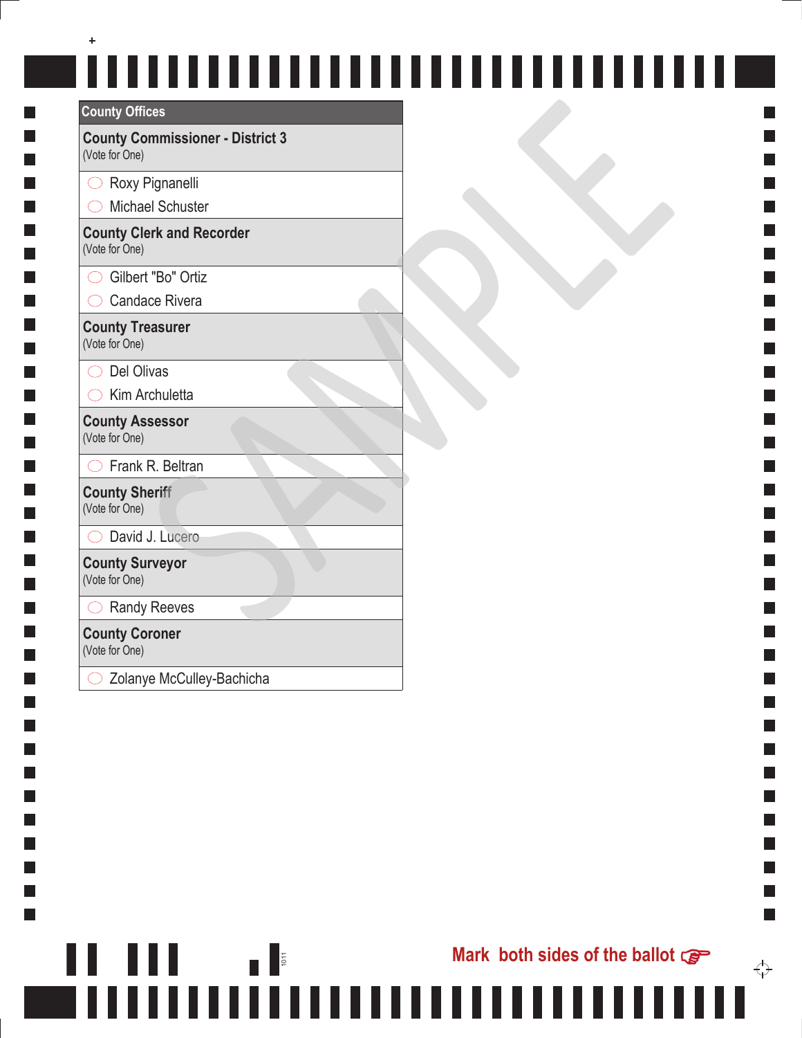## County Offices

### County Commissioner - District 3
(Vote for One)

- ◯ Roxy Pignanelli
- ◯ Michael Schuster

### County Clerk and Recorder
(Vote for One)

- ◯ Gilbert "Bo" Ortiz
- ◯ Candace Rivera

### County Treasurer
(Vote for One)

- ◯ Del Olivas
- ◯ Kim Archuletta

### County Assessor
(Vote for One)

- ◯ Frank R. Beltran

### County Sheriff
(Vote for One)

- ◯ David J. Lucero

### County Surveyor
(Vote for One)

- ◯ Randy Reeves

### County Coroner
(Vote for One)

- ◯ Zolanye McCulley-Bachicha

SAMPLE

1011

**Mark both sides of the ballot** ☞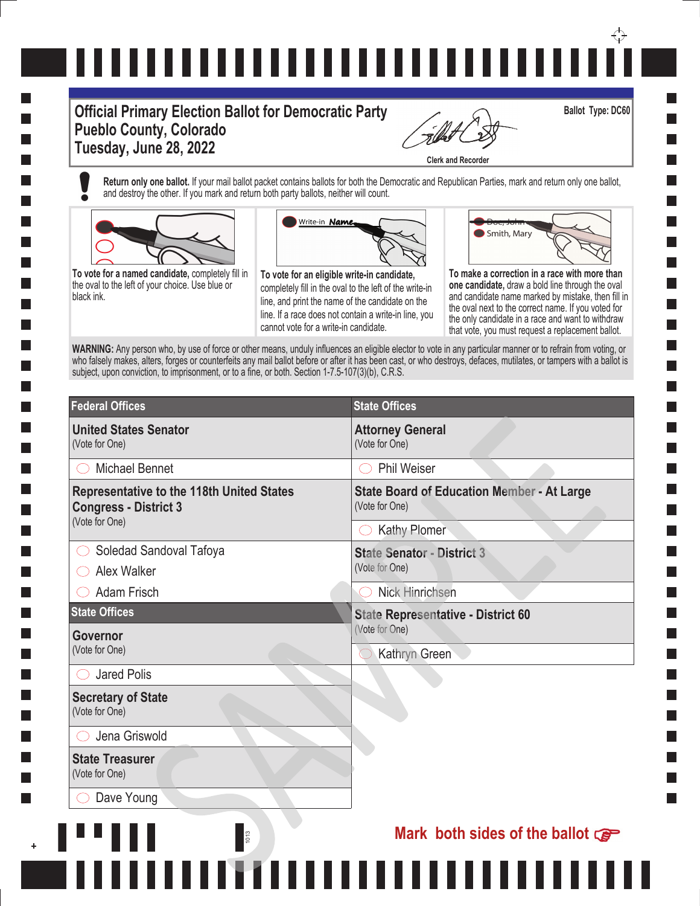# Official Primary Election Ballot for Democratic Party
# Pueblo County, Colorado
# Tuesday, June 28, 2022

Clerk and Recorder

**Ballot Type: DC60**

**Return only one ballot.** If your mail ballot packet contains ballots for both the Democratic and Republican Parties, mark and return only one ballot, and destroy the other. If you mark and return both party ballots, neither will count.

**To vote for a named candidate,** completely fill in the oval to the left of your choice. Use blue or black ink.

**To vote for an eligible write-in candidate,** completely fill in the oval to the left of the write-in line, and print the name of the candidate on the line. If a race does not contain a write-in line, you cannot vote for a write-in candidate.

**To make a correction in a race with more than one candidate,** draw a bold line through the oval and candidate name marked by mistake, then fill in the oval next to the correct name. If you voted for the only candidate in a race and want to withdraw that vote, you must request a replacement ballot.

**WARNING:** Any person who, by use of force or other means, unduly influences an eligible elector to vote in any particular manner or to refrain from voting, or who falsely makes, alters, forges or counterfeits any mail ballot before or after it has been cast, or who destroys, defaces, mutilates, or tampers with a ballot is subject, upon conviction, to imprisonment, or to a fine, or both. Section 1-7.5-107(3)(b), C.R.S.

## Federal Offices

### United States Senator
(Vote for One)

- ◯ Michael Bennet

### Representative to the 118th United States Congress - District 3
(Vote for One)

- ◯ Soledad Sandoval Tafoya
- ◯ Alex Walker
- ◯ Adam Frisch

## State Offices

### Governor
(Vote for One)

- ◯ Jared Polis

### Secretary of State
(Vote for One)

- ◯ Jena Griswold

### State Treasurer
(Vote for One)

- ◯ Dave Young

## State Offices

### Attorney General
(Vote for One)

- ◯ Phil Weiser

### State Board of Education Member - At Large
(Vote for One)

- ◯ Kathy Plomer

### State Senator - District 3
(Vote for One)

- ◯ Nick Hinrichsen

### State Representative - District 60
(Vote for One)

- ◯ Kathryn Green

SAMPLE

**Mark both sides of the ballot**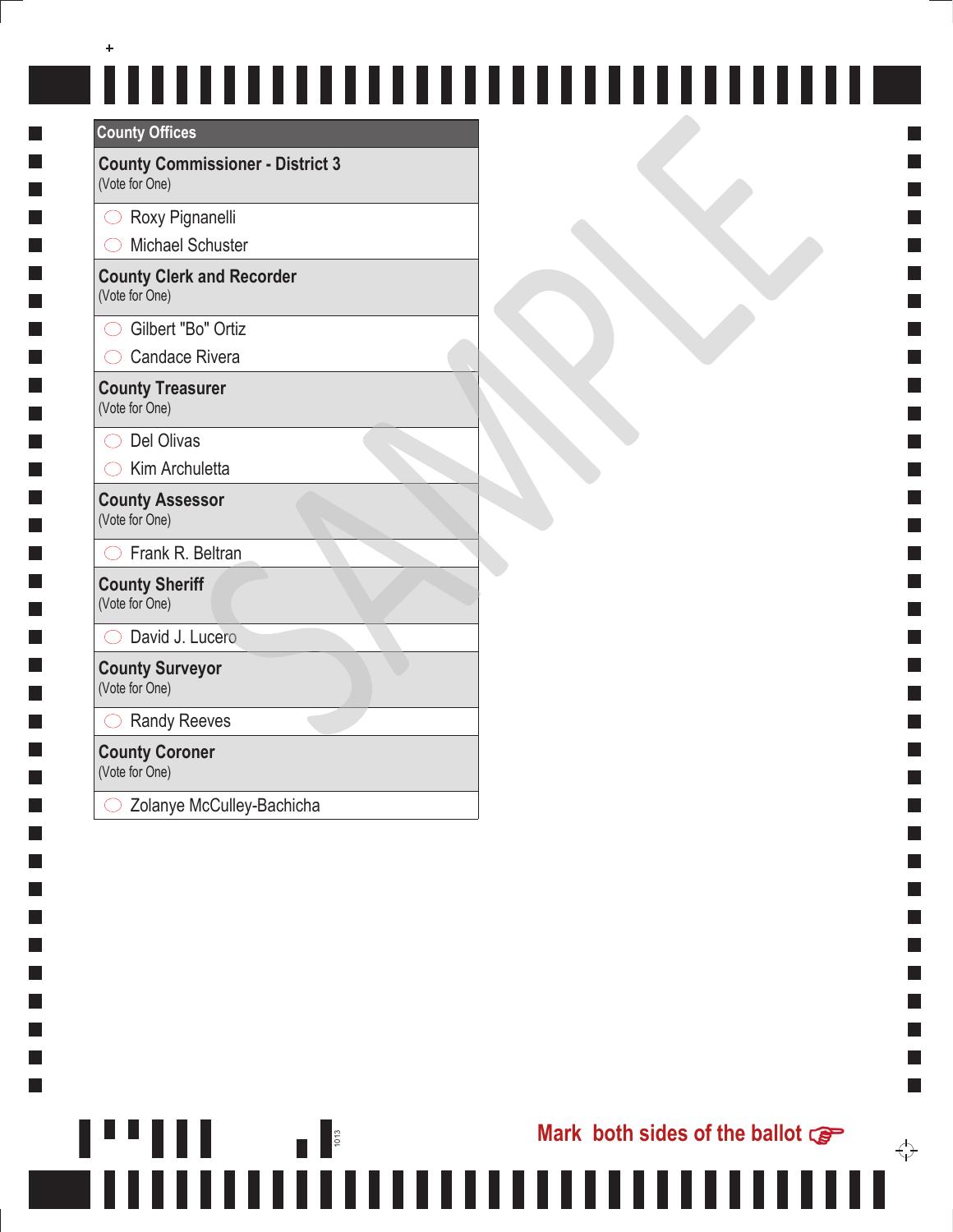## County Offices

### County Commissioner - District 3
(Vote for One)

- ◯ Roxy Pignanelli
- ◯ Michael Schuster

### County Clerk and Recorder
(Vote for One)

- ◯ Gilbert "Bo" Ortiz
- ◯ Candace Rivera

### County Treasurer
(Vote for One)

- ◯ Del Olivas
- ◯ Kim Archuletta

### County Assessor
(Vote for One)

- ◯ Frank R. Beltran

### County Sheriff
(Vote for One)

- ◯ David J. Lucero

### County Surveyor
(Vote for One)

- ◯ Randy Reeves

### County Coroner
(Vote for One)

- ◯ Zolanye McCulley-Bachicha

SAMPLE

1013

**Mark both sides of the ballot** ☞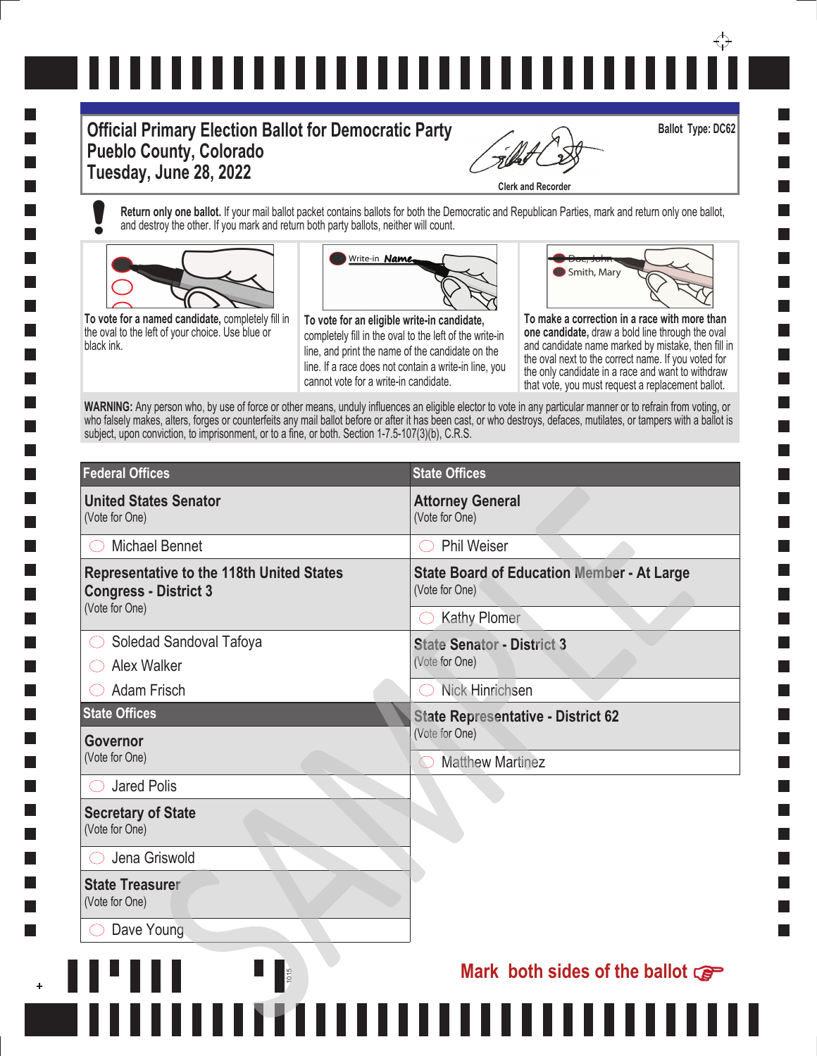# Official Primary Election Ballot for Democratic Party
# Pueblo County, Colorado
# Tuesday, June 28, 2022

Clerk and Recorder

**Ballot Type: DC62**

**Return only one ballot.** If your mail ballot packet contains ballots for both the Democratic and Republican Parties, mark and return only one ballot, and destroy the other. If you mark and return both party ballots, neither will count.

**To vote for a named candidate,** completely fill in the oval to the left of your choice. Use blue or black ink.

**To vote for an eligible write-in candidate,** completely fill in the oval to the left of the write-in line, and print the name of the candidate on the line. If a race does not contain a write-in line, you cannot vote for a write-in candidate.

**To make a correction in a race with more than one candidate,** draw a bold line through the oval and candidate name marked by mistake, then fill in the oval next to the correct name. If you voted for the only candidate in a race and want to withdraw that vote, you must request a replacement ballot.

**WARNING:** Any person who, by use of force or other means, unduly influences an eligible elector to vote in any particular manner or to refrain from voting, or who falsely makes, alters, forges or counterfeits any mail ballot before or after it has been cast, or who destroys, defaces, mutilates, or tampers with a ballot is subject, upon conviction, to imprisonment, or to a fine, or both. Section 1-7.5-107(3)(b), C.R.S.

## Federal Offices

### United States Senator
(Vote for One)

- ◯ Michael Bennet

### Representative to the 118th United States Congress - District 3
(Vote for One)

- ◯ Soledad Sandoval Tafoya
- ◯ Alex Walker
- ◯ Adam Frisch

## State Offices

### Governor
(Vote for One)

- ◯ Jared Polis

### Secretary of State
(Vote for One)

- ◯ Jena Griswold

### State Treasurer
(Vote for One)

- ◯ Dave Young

## State Offices

### Attorney General
(Vote for One)

- ◯ Phil Weiser

### State Board of Education Member - At Large
(Vote for One)

- ◯ Kathy Plomer

### State Senator - District 3
(Vote for One)

- ◯ Nick Hinrichsen

### State Representative - District 62
(Vote for One)

- ◯ Matthew Martinez

SAMPLE

1015

**Mark both sides of the ballot** ☞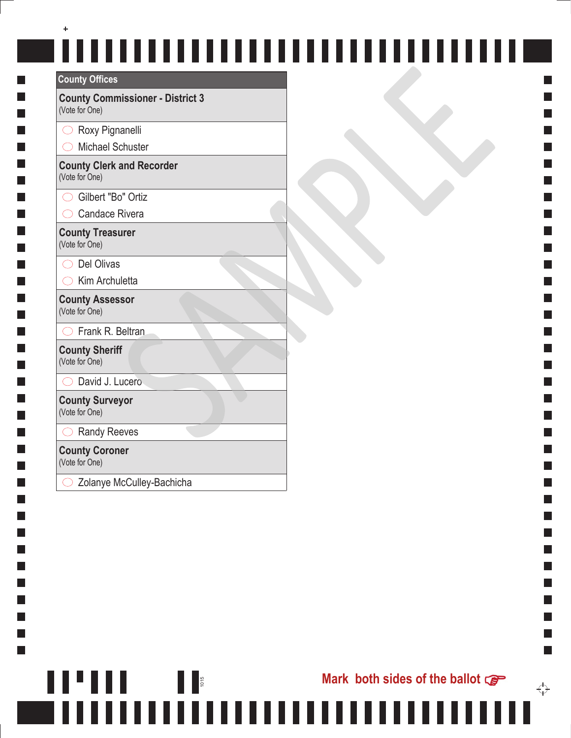## County Offices

### County Commissioner - District 3
(Vote for One)

- ◯ Roxy Pignanelli
- ◯ Michael Schuster

### County Clerk and Recorder
(Vote for One)

- ◯ Gilbert "Bo" Ortiz
- ◯ Candace Rivera

### County Treasurer
(Vote for One)

- ◯ Del Olivas
- ◯ Kim Archuletta

### County Assessor
(Vote for One)

- ◯ Frank R. Beltran

### County Sheriff
(Vote for One)

- ◯ David J. Lucero

### County Surveyor
(Vote for One)

- ◯ Randy Reeves

### County Coroner
(Vote for One)

- ◯ Zolanye McCulley-Bachicha

1015

**Mark both sides of the ballot** ☞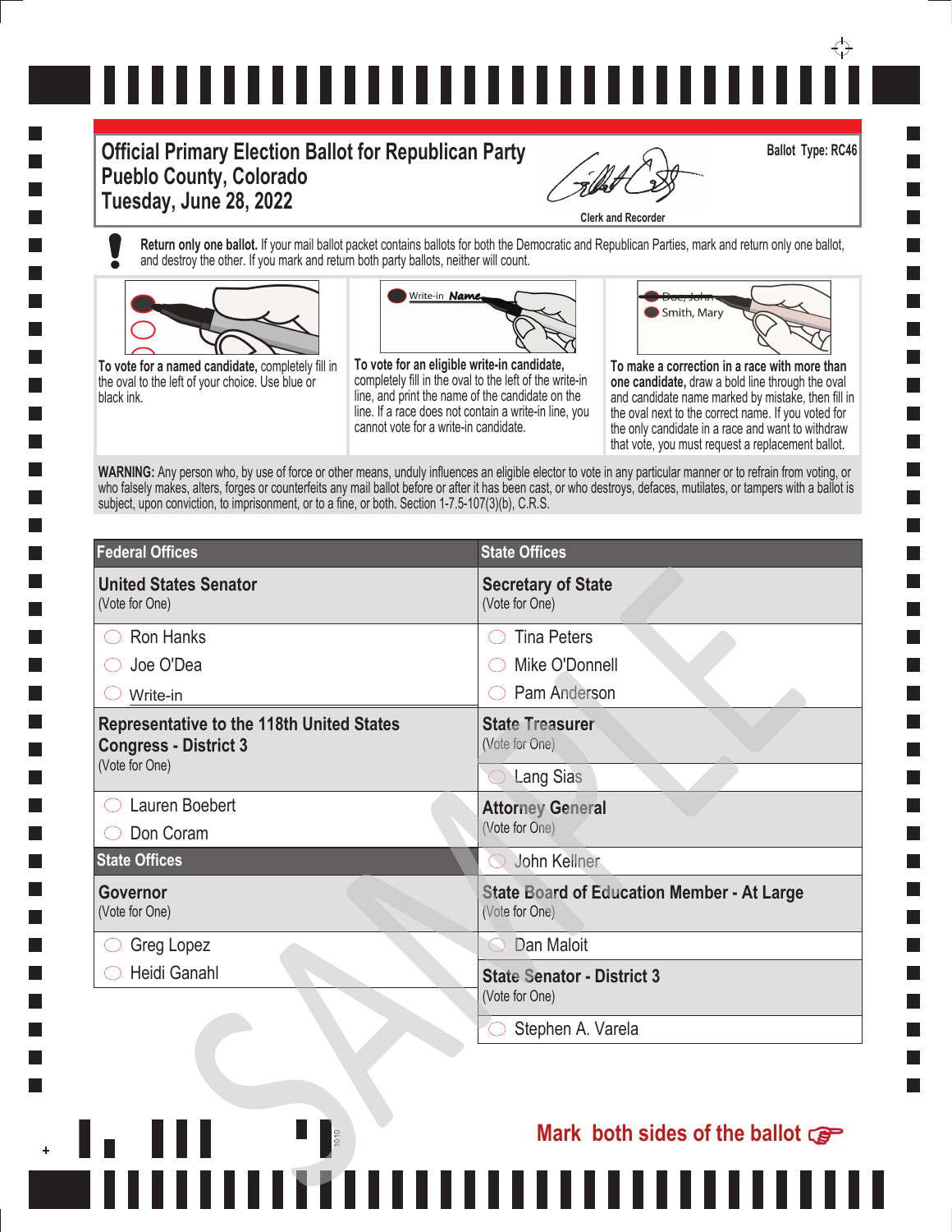# Official Primary Election Ballot for Republican Party
# Pueblo County, Colorado
# Tuesday, June 28, 2022

Clerk and Recorder

**Ballot Type: RC46**

**Return only one ballot.** If your mail ballot packet contains ballots for both the Democratic and Republican Parties, mark and return only one ballot, and destroy the other. If you mark and return both party ballots, neither will count.

**To vote for a named candidate,** completely fill in the oval to the left of your choice. Use blue or black ink.

**To vote for an eligible write-in candidate,** completely fill in the oval to the left of the write-in line, and print the name of the candidate on the line. If a race does not contain a write-in line, you cannot vote for a write-in candidate.

**To make a correction in a race with more than one candidate,** draw a bold line through the oval and candidate name marked by mistake, then fill in the oval next to the correct name. If you voted for the only candidate in a race and want to withdraw that vote, you must request a replacement ballot.

**WARNING:** Any person who, by use of force or other means, unduly influences an eligible elector to vote in any particular manner or to refrain from voting, or who falsely makes, alters, forges or counterfeits any mail ballot before or after it has been cast, or who destroys, defaces, mutilates, or tampers with a ballot is subject, upon conviction, to imprisonment, or to a fine, or both. Section 1-7.5-107(3)(b), C.R.S.

## Federal Offices

### United States Senator
(Vote for One)

- ◯ Ron Hanks
- ◯ Joe O'Dea
- ◯ Write-in ____________

### Representative to the 118th United States Congress - District 3
(Vote for One)

- ◯ Lauren Boebert
- ◯ Don Coram

## State Offices

### Governor
(Vote for One)

- ◯ Greg Lopez
- ◯ Heidi Ganahl

## State Offices

### Secretary of State
(Vote for One)

- ◯ Tina Peters
- ◯ Mike O'Donnell
- ◯ Pam Anderson

### State Treasurer
(Vote for One)

- ◯ Lang Sias

### Attorney General
(Vote for One)

- ◯ John Kellner

### State Board of Education Member - At Large
(Vote for One)

- ◯ Dan Maloit

### State Senator - District 3
(Vote for One)

- ◯ Stephen A. Varela

SAMPLE

**Mark both sides of the ballot**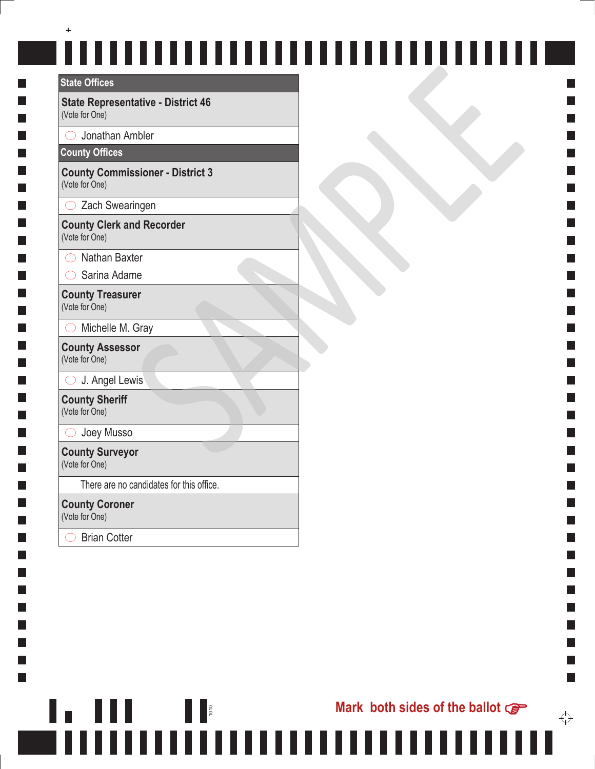## State Offices

### State Representative - District 46
(Vote for One)

- ◯ Jonathan Ambler

## County Offices

### County Commissioner - District 3
(Vote for One)

- ◯ Zach Swearingen

### County Clerk and Recorder
(Vote for One)

- ◯ Nathan Baxter
- ◯ Sarina Adame

### County Treasurer
(Vote for One)

- ◯ Michelle M. Gray

### County Assessor
(Vote for One)

- ◯ J. Angel Lewis

### County Sheriff
(Vote for One)

- ◯ Joey Musso

### County Surveyor
(Vote for One)

There are no candidates for this office.

### County Coroner
(Vote for One)

- ◯ Brian Cotter

SAMPLE

1010

**Mark both sides of the ballot** ☞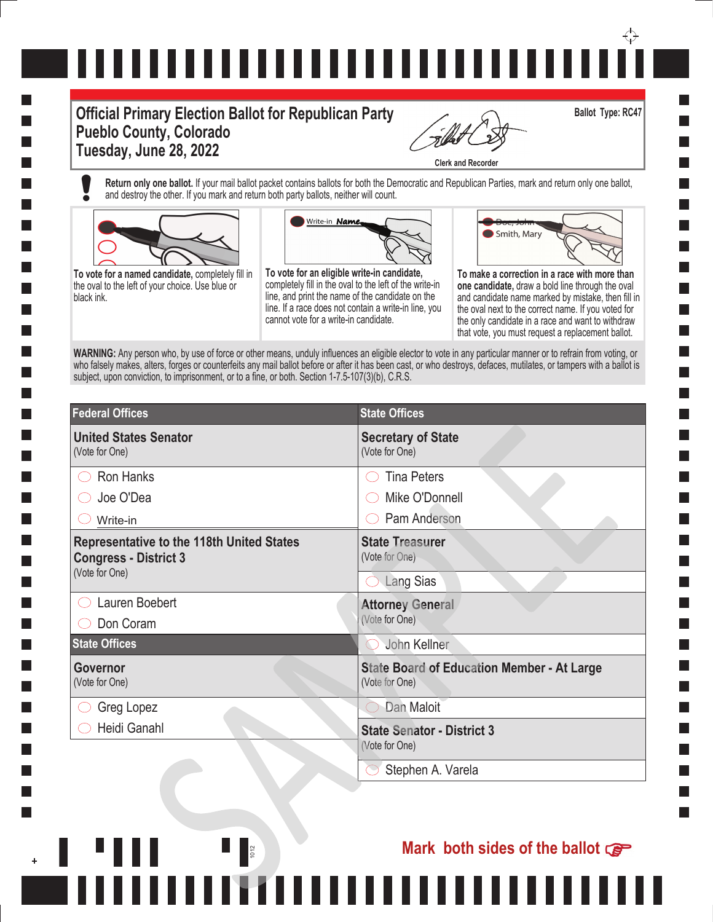# Official Primary Election Ballot for Republican Party
## Pueblo County, Colorado
## Tuesday, June 28, 2022

Ballot Type: RC47

Clerk and Recorder

**Return only one ballot.** If your mail ballot packet contains ballots for both the Democratic and Republican Parties, mark and return only one ballot, and destroy the other. If you mark and return both party ballots, neither will count.

**To vote for a named candidate,** completely fill in the oval to the left of your choice. Use blue or black ink.

**To vote for an eligible write-in candidate,** completely fill in the oval to the left of the write-in line, and print the name of the candidate on the line. If a race does not contain a write-in line, you cannot vote for a write-in candidate.

**To make a correction in a race with more than one candidate,** draw a bold line through the oval and candidate name marked by mistake, then fill in the oval next to the correct name. If you voted for the only candidate in a race and want to withdraw that vote, you must request a replacement ballot.

**WARNING:** Any person who, by use of force or other means, unduly influences an eligible elector to vote in any particular manner or to refrain from voting, or who falsely makes, alters, forges or counterfeits any mail ballot before or after it has been cast, or who destroys, defaces, mutilates, or tampers with a ballot is subject, upon conviction, to imprisonment, or to a fine, or both. Section 1-7.5-107(3)(b), C.R.S.

## Federal Offices

### United States Senator
(Vote for One)

- ◯ Ron Hanks
- ◯ Joe O'Dea
- ◯ Write-in ____________

### Representative to the 118th United States Congress - District 3
(Vote for One)

- ◯ Lauren Boebert
- ◯ Don Coram

## State Offices

### Governor
(Vote for One)

- ◯ Greg Lopez
- ◯ Heidi Ganahl

### Secretary of State
(Vote for One)

- ◯ Tina Peters
- ◯ Mike O'Donnell
- ◯ Pam Anderson

### State Treasurer
(Vote for One)

- ◯ Lang Sias

### Attorney General
(Vote for One)

- ◯ John Kellner

### State Board of Education Member - At Large
(Vote for One)

- ◯ Dan Maloit

### State Senator - District 3
(Vote for One)

- ◯ Stephen A. Varela

SAMPLE

1012

**Mark both sides of the ballot**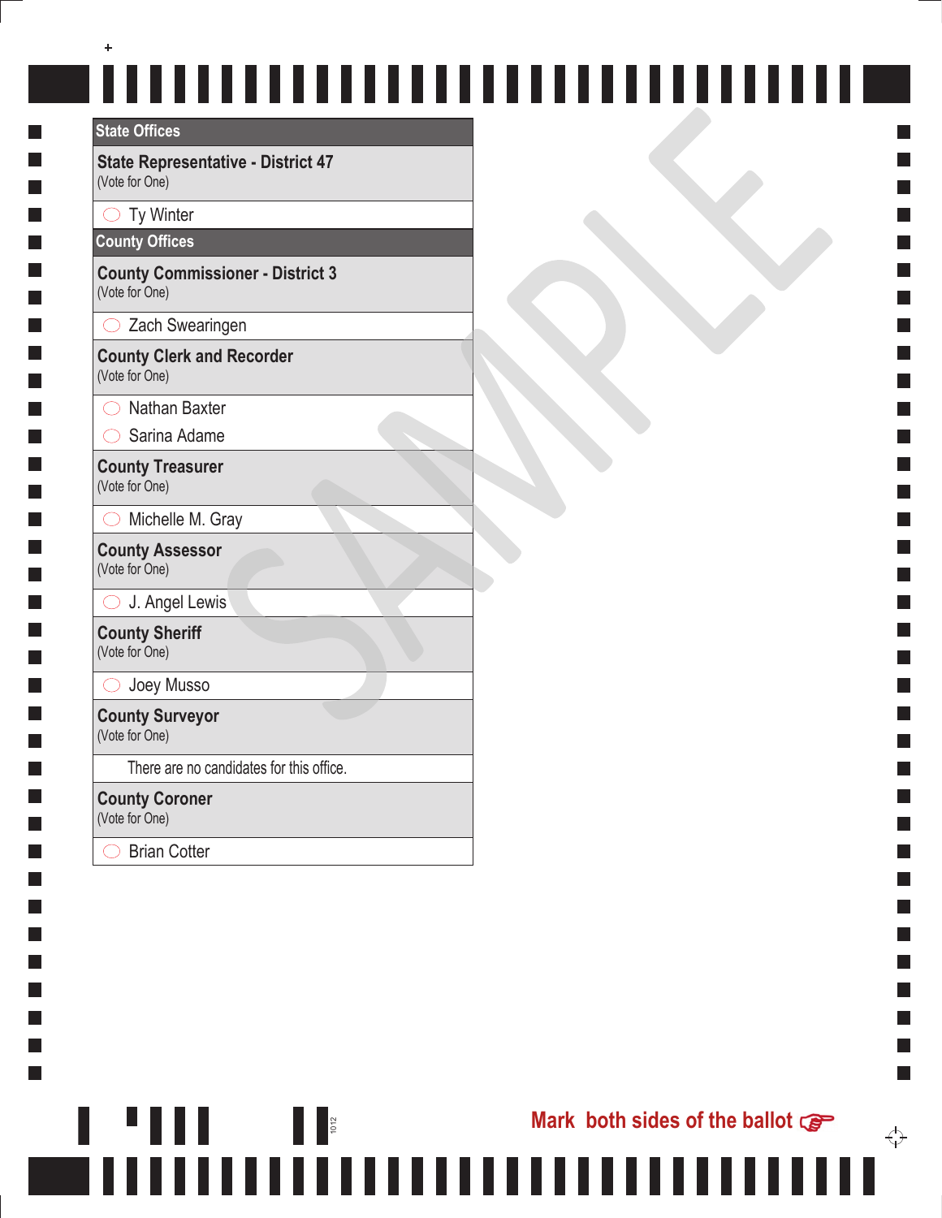## State Offices

### State Representative - District 47
(Vote for One)

- ◯ Ty Winter

## County Offices

### County Commissioner - District 3
(Vote for One)

- ◯ Zach Swearingen

### County Clerk and Recorder
(Vote for One)

- ◯ Nathan Baxter
- ◯ Sarina Adame

### County Treasurer
(Vote for One)

- ◯ Michelle M. Gray

### County Assessor
(Vote for One)

- ◯ J. Angel Lewis

### County Sheriff
(Vote for One)

- ◯ Joey Musso

### County Surveyor
(Vote for One)

There are no candidates for this office.

### County Coroner
(Vote for One)

- ◯ Brian Cotter

SAMPLE

1012

Mark both sides of the ballot ☞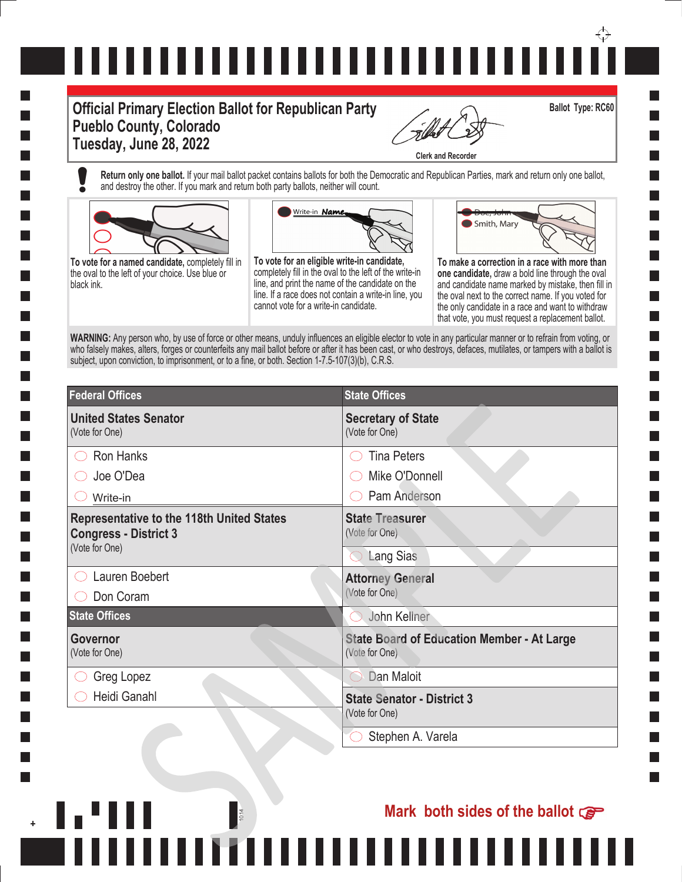# Official Primary Election Ballot for Republican Party
## Pueblo County, Colorado
## Tuesday, June 28, 2022

Clerk and Recorder

**Ballot Type: RC60**

**Return only one ballot.** If your mail ballot packet contains ballots for both the Democratic and Republican Parties, mark and return only one ballot, and destroy the other. If you mark and return both party ballots, neither will count.

**To vote for a named candidate,** completely fill in the oval to the left of your choice. Use blue or black ink.

**To vote for an eligible write-in candidate,** completely fill in the oval to the left of the write-in line, and print the name of the candidate on the line. If a race does not contain a write-in line, you cannot vote for a write-in candidate.

**To make a correction in a race with more than one candidate,** draw a bold line through the oval and candidate name marked by mistake, then fill in the oval next to the correct name. If you voted for the only candidate in a race and want to withdraw that vote, you must request a replacement ballot.

**WARNING:** Any person who, by use of force or other means, unduly influences an eligible elector to vote in any particular manner or to refrain from voting, or who falsely makes, alters, forges or counterfeits any mail ballot before or after it has been cast, or who destroys, defaces, mutilates, or tampers with a ballot is subject, upon conviction, to imprisonment, or to a fine, or both. Section 1-7.5-107(3)(b), C.R.S.

## Federal Offices

### United States Senator
(Vote for One)

- ◯ Ron Hanks
- ◯ Joe O'Dea
- ◯ Write-in ____________

### Representative to the 118th United States Congress - District 3
(Vote for One)

- ◯ Lauren Boebert
- ◯ Don Coram

## State Offices

### Governor
(Vote for One)

- ◯ Greg Lopez
- ◯ Heidi Ganahl

## State Offices

### Secretary of State
(Vote for One)

- ◯ Tina Peters
- ◯ Mike O'Donnell
- ◯ Pam Anderson

### State Treasurer
(Vote for One)

- ◯ Lang Sias

### Attorney General
(Vote for One)

- ◯ John Kellner

### State Board of Education Member - At Large
(Vote for One)

- ◯ Dan Maloit

### State Senator - District 3
(Vote for One)

- ◯ Stephen A. Varela

SAMPLE

1014

**Mark both sides of the ballot** ☞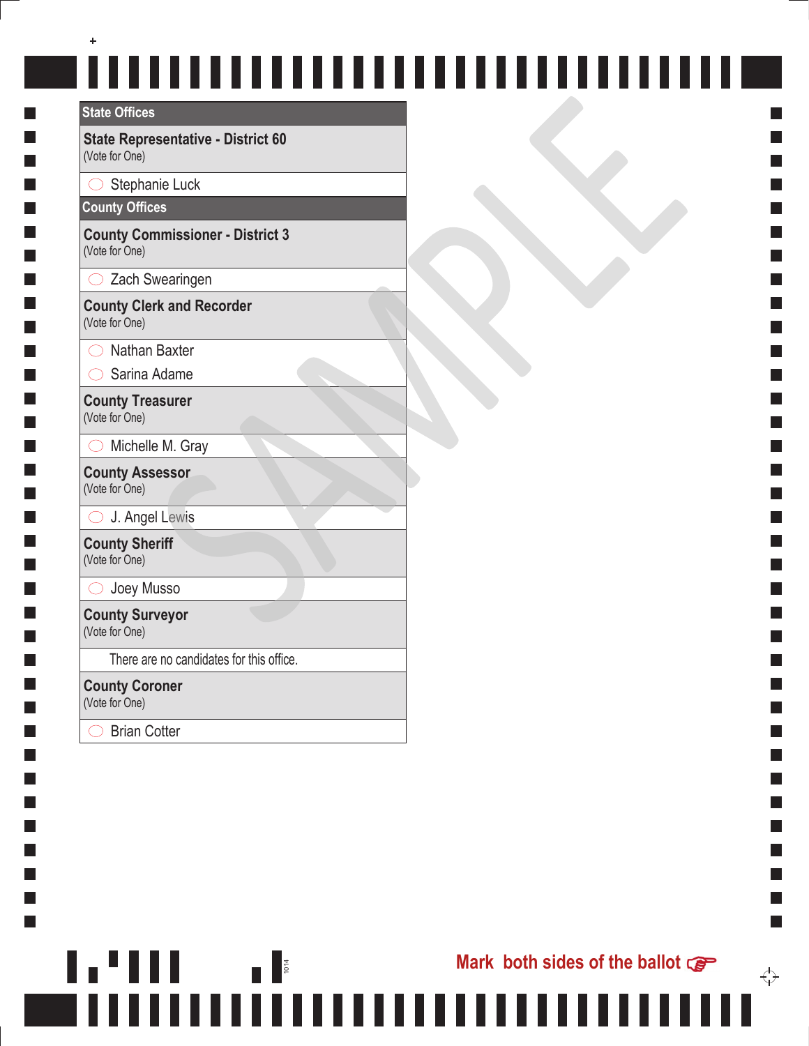## State Offices

### State Representative - District 60
(Vote for One)

- ○ Stephanie Luck

## County Offices

### County Commissioner - District 3
(Vote for One)

- ○ Zach Swearingen

### County Clerk and Recorder
(Vote for One)

- ○ Nathan Baxter
- ○ Sarina Adame

### County Treasurer
(Vote for One)

- ○ Michelle M. Gray

### County Assessor
(Vote for One)

- ○ J. Angel Lewis

### County Sheriff
(Vote for One)

- ○ Joey Musso

### County Surveyor
(Vote for One)

There are no candidates for this office.

### County Coroner
(Vote for One)

- ○ Brian Cotter

SAMPLE

**Mark both sides of the ballot**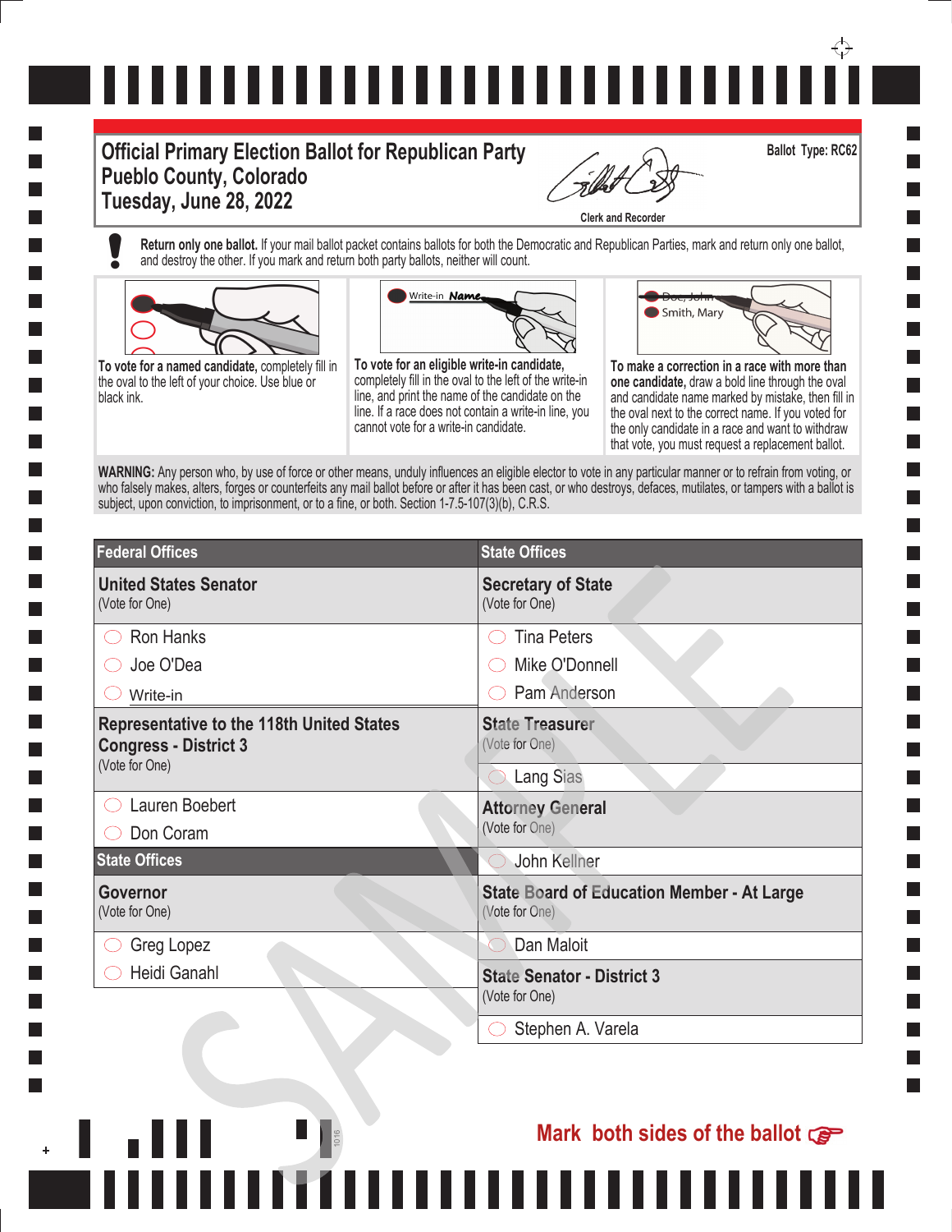# Official Primary Election Ballot for Republican Party
## Pueblo County, Colorado
## Tuesday, June 28, 2022

Ballot Type: RC62

Clerk and Recorder

**Return only one ballot.** If your mail ballot packet contains ballots for both the Democratic and Republican Parties, mark and return only one ballot, and destroy the other. If you mark and return both party ballots, neither will count.

**To vote for a named candidate,** completely fill in the oval to the left of your choice. Use blue or black ink.

**To vote for an eligible write-in candidate,** completely fill in the oval to the left of the write-in line, and print the name of the candidate on the line. If a race does not contain a write-in line, you cannot vote for a write-in candidate.

**To make a correction in a race with more than one candidate,** draw a bold line through the oval and candidate name marked by mistake, then fill in the oval next to the correct name. If you voted for the only candidate in a race and want to withdraw that vote, you must request a replacement ballot.

**WARNING:** Any person who, by use of force or other means, unduly influences an eligible elector to vote in any particular manner or to refrain from voting, or who falsely makes, alters, forges or counterfeits any mail ballot before or after it has been cast, or who destroys, defaces, mutilates, or tampers with a ballot is subject, upon conviction, to imprisonment, or to a fine, or both. Section 1-7.5-107(3)(b), C.R.S.

## Federal Offices

### United States Senator
(Vote for One)

- ◯ Ron Hanks
- ◯ Joe O'Dea
- ◯ Write-in ____________

### Representative to the 118th United States Congress - District 3
(Vote for One)

- ◯ Lauren Boebert
- ◯ Don Coram

## State Offices

### Governor
(Vote for One)

- ◯ Greg Lopez
- ◯ Heidi Ganahl

## State Offices

### Secretary of State
(Vote for One)

- ◯ Tina Peters
- ◯ Mike O'Donnell
- ◯ Pam Anderson

### State Treasurer
(Vote for One)

- ◯ Lang Sias

### Attorney General
(Vote for One)

- ◯ John Kellner

### State Board of Education Member - At Large
(Vote for One)

- ◯ Dan Maloit

### State Senator - District 3
(Vote for One)

- ◯ Stephen A. Varela

SAMPLE

**Mark both sides of the ballot**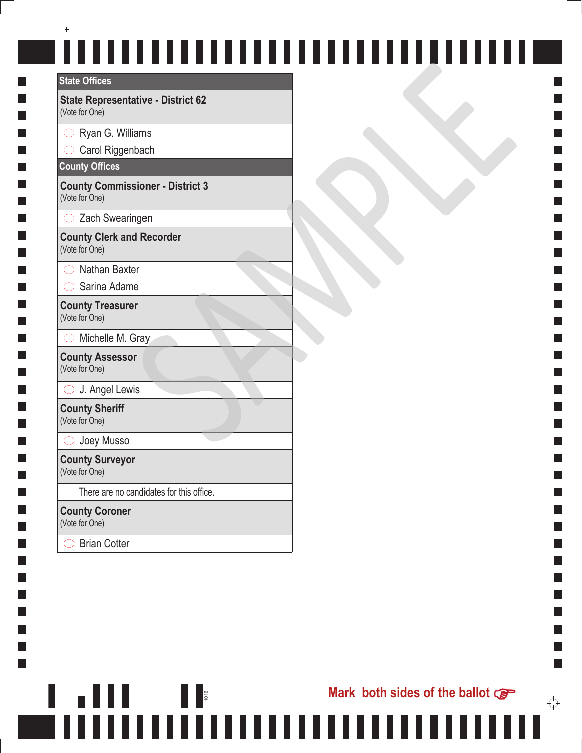## State Offices

### State Representative - District 62
(Vote for One)

- ◯ Ryan G. Williams
- ◯ Carol Riggenbach

## County Offices

### County Commissioner - District 3
(Vote for One)

- ◯ Zach Swearingen

### County Clerk and Recorder
(Vote for One)

- ◯ Nathan Baxter
- ◯ Sarina Adame

### County Treasurer
(Vote for One)

- ◯ Michelle M. Gray

### County Assessor
(Vote for One)

- ◯ J. Angel Lewis

### County Sheriff
(Vote for One)

- ◯ Joey Musso

### County Surveyor
(Vote for One)

There are no candidates for this office.

### County Coroner
(Vote for One)

- ◯ Brian Cotter

SAMPLE

1016

Mark both sides of the ballot ☞